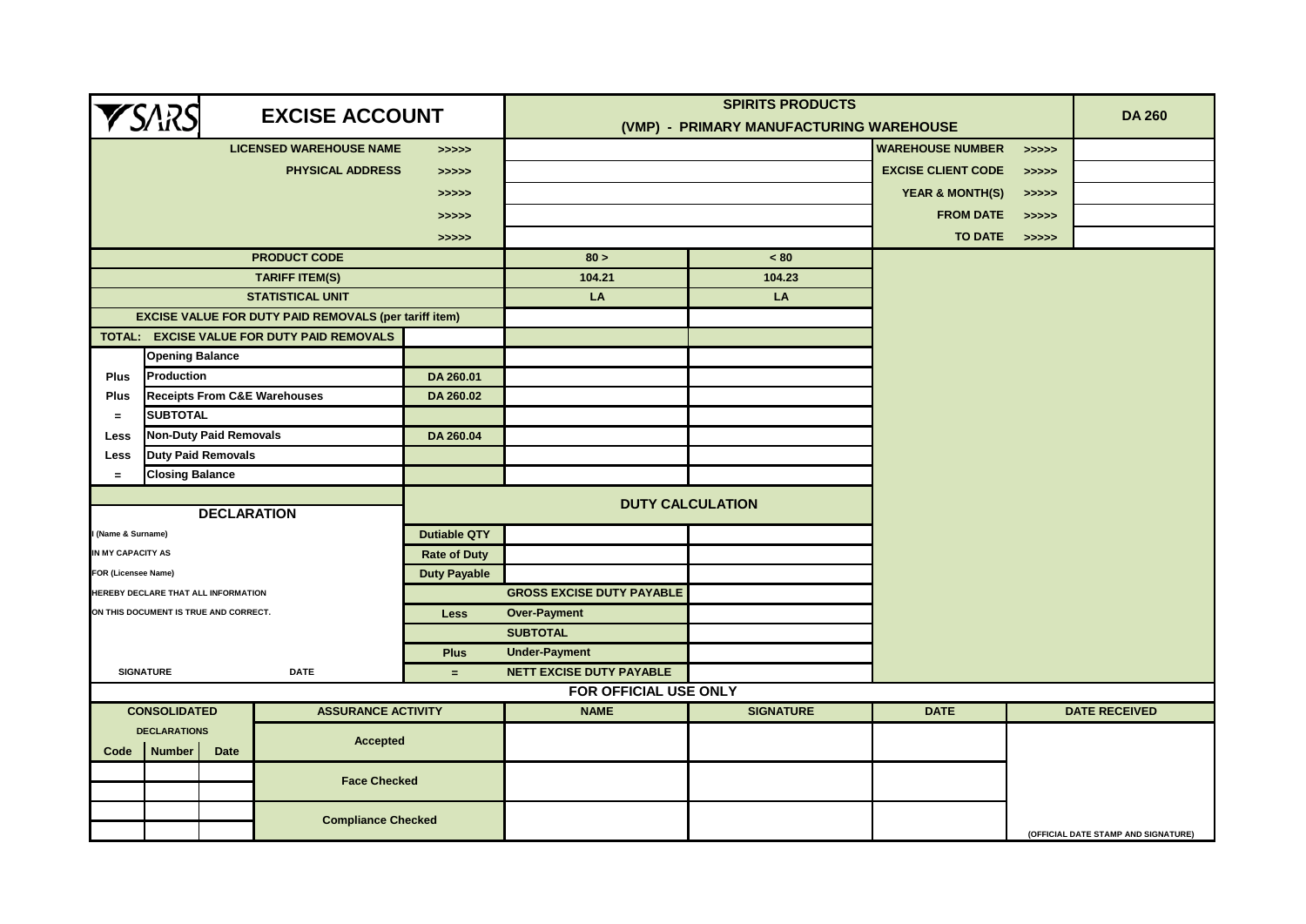# EXCISE ACCOUNT

**SARS**

## SPIRITS PRODUCTS

## (VMP) - PRIMARY MANUFACTURING WAREHOUSE

**DA 260**

| | | | | | |
|---|---|---|---|---|---|
| LICENSED WAREHOUSE NAME | >>>>> | | WAREHOUSE NUMBER | >>>>> | |
| PHYSICAL ADDRESS | >>>>> | | EXCISE CLIENT CODE | >>>>> | |
| | >>>>> | | YEAR & MONTH(S) | >>>>> | |
| | >>>>> | | FROM DATE | >>>>> | |
| | >>>>> | | TO DATE | >>>>> | |

| | | | 80 > | < 80 |
|---|---|---|---|---|
| PRODUCT CODE | | | 80 > | < 80 |
| TARIFF ITEM(S) | | | 104.21 | 104.23 |
| STATISTICAL UNIT | | | LA | LA |
| EXCISE VALUE FOR DUTY PAID REMOVALS (per tariff item) | | | | |
| TOTAL: EXCISE VALUE FOR DUTY PAID REMOVALS | | | | |
| | Opening Balance | | | |
| Plus | Production | DA 260.01 | | |
| Plus | Receipts From C&E Warehouses | DA 260.02 | | |
| = | SUBTOTAL | | | |
| Less | Non-Duty Paid Removals | DA 260.04 | | |
| Less | Duty Paid Removals | | | |
| = | Closing Balance | | | |

| DECLARATION | DUTY CALCULATION | | |
|---|---|---|---|
| I (Name & Surname) | Dutiable QTY | | |
| IN MY CAPACITY AS | Rate of Duty | | |
| FOR (Licensee Name) | Duty Payable | | |
| HEREBY DECLARE THAT ALL INFORMATION | | GROSS EXCISE DUTY PAYABLE | |
| ON THIS DOCUMENT IS TRUE AND CORRECT. | Less | Over-Payment | |
| | | SUBTOTAL | |
| | Plus | Under-Payment | |
| SIGNATURE DATE | = | NETT EXCISE DUTY PAYABLE | |

## FOR OFFICIAL USE ONLY

| CONSOLIDATED DECLARATIONS | | | ASSURANCE ACTIVITY | NAME | SIGNATURE | DATE | DATE RECEIVED |
|---|---|---|---|---|---|---|---|
| Code | Number | Date | Accepted | | | | |
| | | | Face Checked | | | | |
| | | | | | | | |
| | | | Compliance Checked | | | | |
| | | | | | | | (OFFICIAL DATE STAMP AND SIGNATURE) |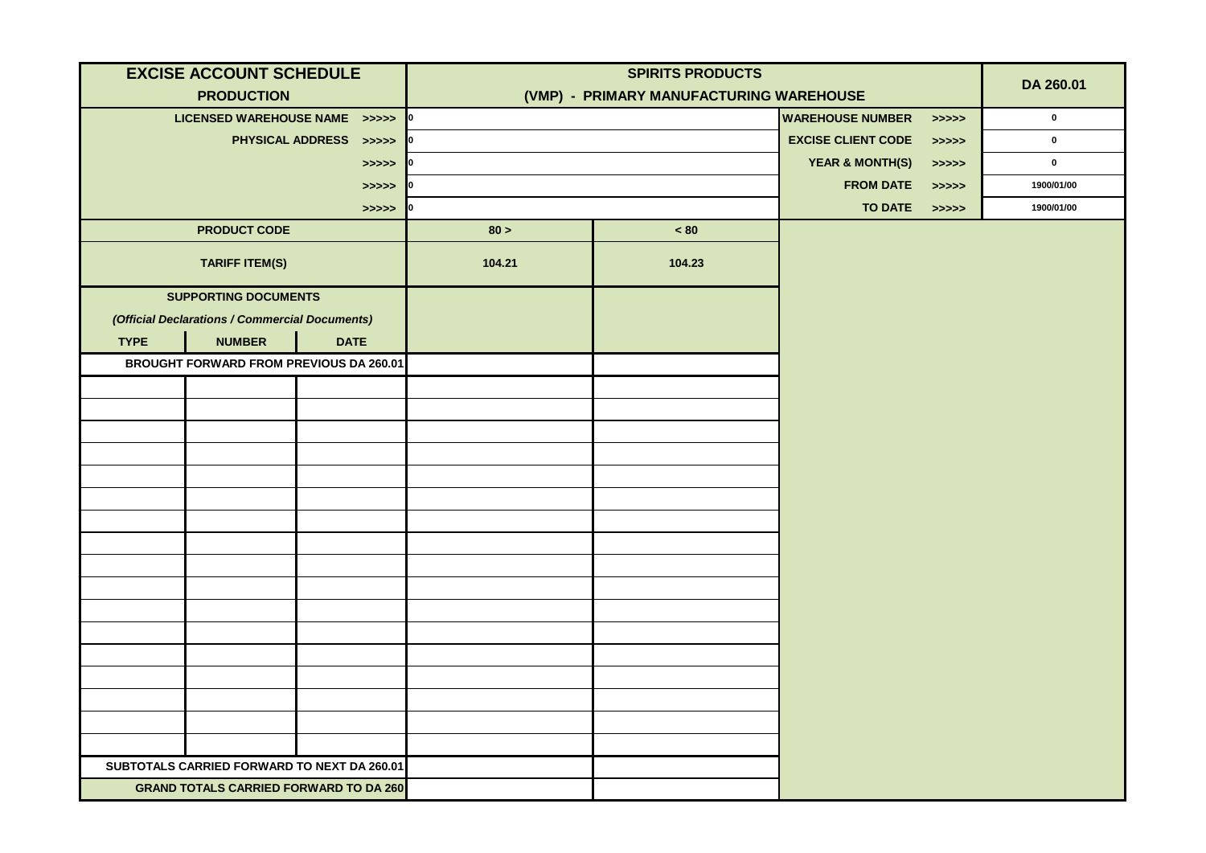| EXCISE ACCOUNT SCHEDULE<br>PRODUCTION | | | SPIRITS PRODUCTS<br>(VMP) - PRIMARY MANUFACTURING WAREHOUSE | | | | DA 260.01 |
|---|---|---|---|---|---|---|---|
| LICENSED WAREHOUSE NAME >>>>> | | | 0 | | WAREHOUSE NUMBER | >>>>> | 0 |
| PHYSICAL ADDRESS >>>>> | | | 0 | | EXCISE CLIENT CODE | >>>>> | 0 |
| >>>>> | | | 0 | | YEAR & MONTH(S) | >>>>> | 0 |
| >>>>> | | | 0 | | FROM DATE | >>>>> | 1900/01/00 |
| >>>>> | | | 0 | | TO DATE | >>>>> | 1900/01/00 |
| PRODUCT CODE | | | 80 > | < 80 | | | |
| TARIFF ITEM(S) | | | 104.21 | 104.23 | | | |
| SUPPORTING DOCUMENTS<br>*(Official Declarations / Commercial Documents)* | | | | | | | |
| TYPE | NUMBER | DATE | | | | | |
| BROUGHT FORWARD FROM PREVIOUS DA 260.01 | | | | | | | |
| | | | | | | | |
| | | | | | | | |
| | | | | | | | |
| | | | | | | | |
| | | | | | | | |
| | | | | | | | |
| | | | | | | | |
| | | | | | | | |
| | | | | | | | |
| | | | | | | | |
| | | | | | | | |
| | | | | | | | |
| | | | | | | | |
| | | | | | | | |
| | | | | | | | |
| | | | | | | | |
| | | | | | | | |
| SUBTOTALS CARRIED FORWARD TO NEXT DA 260.01 | | | | | | | |
| GRAND TOTALS CARRIED FORWARD TO DA 260 | | | | | | | |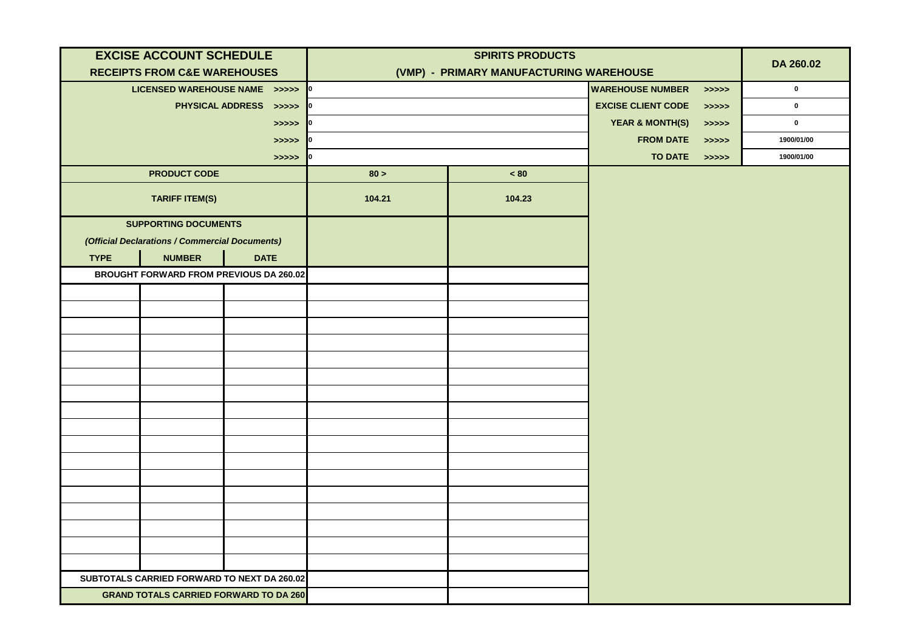| EXCISE ACCOUNT SCHEDULE<br>RECEIPTS FROM C&E WAREHOUSES | | | SPIRITS PRODUCTS<br>(VMP) - PRIMARY MANUFACTURING WAREHOUSE | | | | DA 260.02 |
|---|---|---|---|---|---|---|---|
| LICENSED WAREHOUSE NAME >>>>> | | | 0 | | WAREHOUSE NUMBER | >>>>> | 0 |
| PHYSICAL ADDRESS >>>>> | | | 0 | | EXCISE CLIENT CODE | >>>>> | 0 |
| >>>>> | | | 0 | | YEAR & MONTH(S) | >>>>> | 0 |
| >>>>> | | | 0 | | FROM DATE | >>>>> | 1900/01/00 |
| >>>>> | | | 0 | | TO DATE | >>>>> | 1900/01/00 |
| PRODUCT CODE | | | 80 > | < 80 | | | |
| TARIFF ITEM(S) | | | 104.21 | 104.23 | | | |
| SUPPORTING DOCUMENTS<br>*(Official Declarations / Commercial Documents)* | | | | | | | |
| TYPE | NUMBER | DATE | | | | | |
| BROUGHT FORWARD FROM PREVIOUS DA 260.02 | | | | | | | |
| | | | | | | | |
| | | | | | | | |
| | | | | | | | |
| | | | | | | | |
| | | | | | | | |
| | | | | | | | |
| | | | | | | | |
| | | | | | | | |
| | | | | | | | |
| | | | | | | | |
| | | | | | | | |
| | | | | | | | |
| | | | | | | | |
| | | | | | | | |
| | | | | | | | |
| | | | | | | | |
| | | | | | | | |
| SUBTOTALS CARRIED FORWARD TO NEXT DA 260.02 | | | | | | | |
| GRAND TOTALS CARRIED FORWARD TO DA 260 | | | | | | | |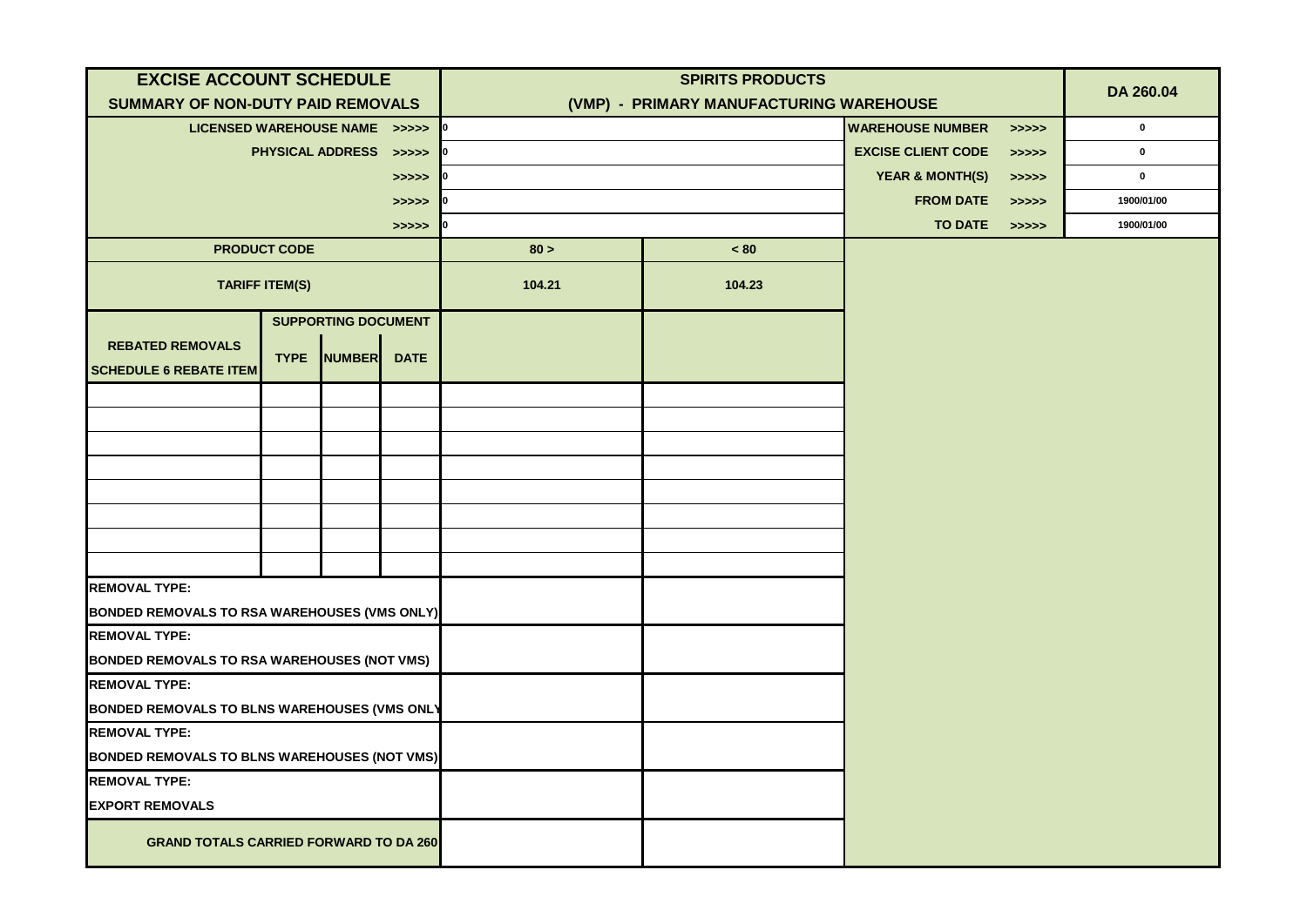| EXCISE ACCOUNT SCHEDULE<br>SUMMARY OF NON-DUTY PAID REMOVALS | | | | SPIRITS PRODUCTS<br>(VMP) - PRIMARY MANUFACTURING WAREHOUSE | | | | DA 260.04 |
|---|---|---|---|---|---|---|---|---|
| LICENSED WAREHOUSE NAME >>>>> | | | | 0 | | WAREHOUSE NUMBER | >>>>> | 0 |
| PHYSICAL ADDRESS >>>>> | | | | 0 | | EXCISE CLIENT CODE | >>>>> | 0 |
| >>>>> | | | | 0 | | YEAR & MONTH(S) | >>>>> | 0 |
| >>>>> | | | | 0 | | FROM DATE | >>>>> | 1900/01/00 |
| >>>>> | | | | 0 | | TO DATE | >>>>> | 1900/01/00 |
| PRODUCT CODE | | | | 80 > | < 80 | | | |
| TARIFF ITEM(S) | | | | 104.21 | 104.23 | | | |
| REBATED REMOVALS<br>SCHEDULE 6 REBATE ITEM | SUPPORTING DOCUMENT | | | | | | | |
| | TYPE | NUMBER | DATE | | | | | |
| | | | | | | | | |
| | | | | | | | | |
| | | | | | | | | |
| | | | | | | | | |
| | | | | | | | | |
| | | | | | | | | |
| | | | | | | | | |
| | | | | | | | | |
| REMOVAL TYPE:<br>BONDED REMOVALS TO RSA WAREHOUSES (VMS ONLY) | | | | | | | | |
| REMOVAL TYPE:<br>BONDED REMOVALS TO RSA WAREHOUSES (NOT VMS) | | | | | | | | |
| REMOVAL TYPE:<br>BONDED REMOVALS TO BLNS WAREHOUSES (VMS ONLY | | | | | | | | |
| REMOVAL TYPE:<br>BONDED REMOVALS TO BLNS WAREHOUSES (NOT VMS) | | | | | | | | |
| REMOVAL TYPE:<br>EXPORT REMOVALS | | | | | | | | |
| GRAND TOTALS CARRIED FORWARD TO DA 260 | | | | | | | | |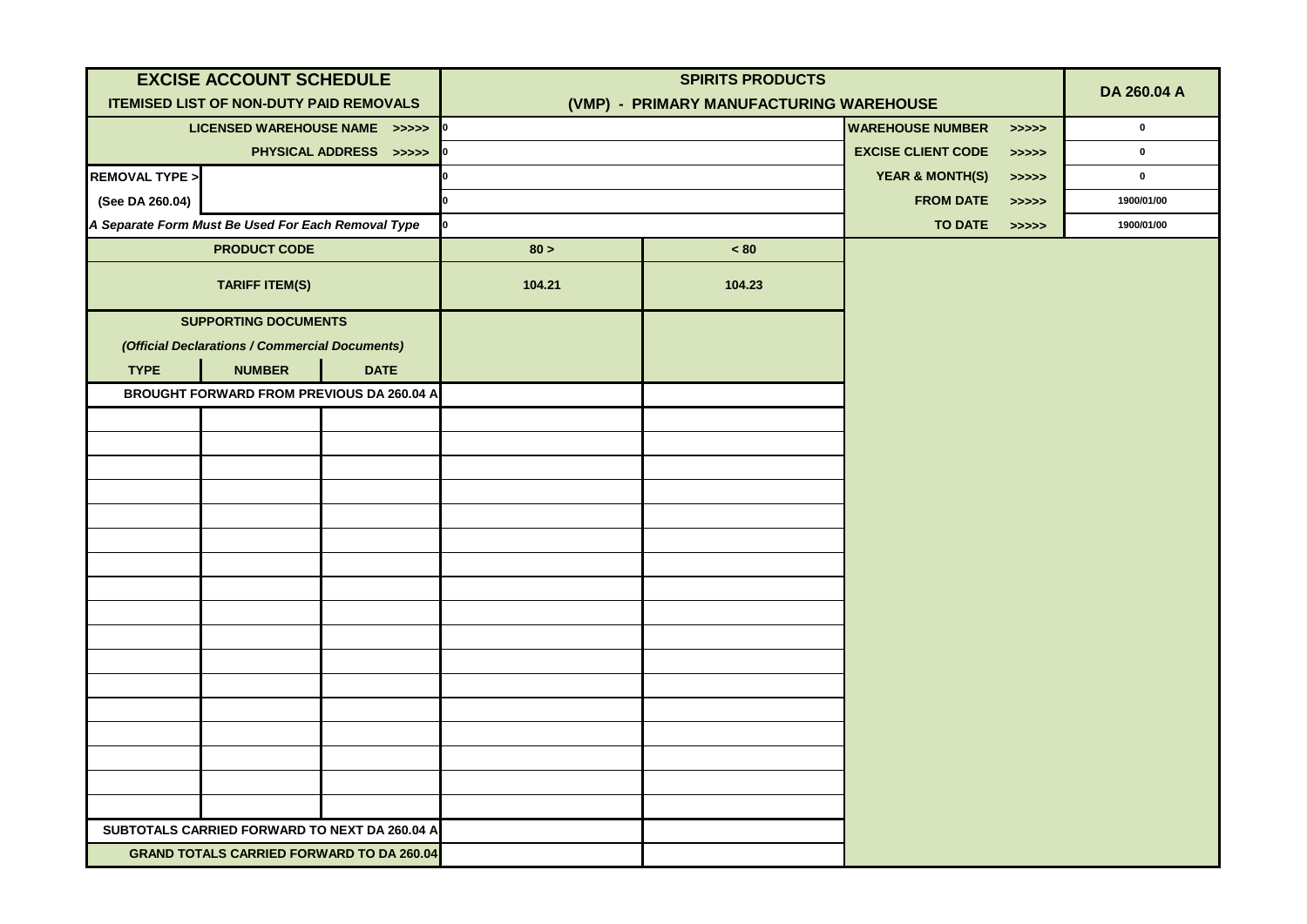| EXCISE ACCOUNT SCHEDULE<br>ITEMISED LIST OF NON-DUTY PAID REMOVALS | | | SPIRITS PRODUCTS<br>(VMP) - PRIMARY MANUFACTURING WAREHOUSE | | | | DA 260.04 A |
|---|---|---|---|---|---|---|---|
| LICENSED WAREHOUSE NAME >>>>> | | | 0 | | WAREHOUSE NUMBER | >>>>> | 0 |
| PHYSICAL ADDRESS >>>>> | | | 0 | | EXCISE CLIENT CODE | >>>>> | 0 |
| REMOVAL TYPE > | | | 0 | | YEAR & MONTH(S) | >>>>> | 0 |
| (See DA 260.04) | | | 0 | | FROM DATE | >>>>> | 1900/01/00 |
| *A Separate Form Must Be Used For Each Removal Type* | | | 0 | | TO DATE | >>>>> | 1900/01/00 |
| PRODUCT CODE | | | 80 > | < 80 | | | |
| TARIFF ITEM(S) | | | 104.21 | 104.23 | | | |
| SUPPORTING DOCUMENTS<br>*(Official Declarations / Commercial Documents)* | | | | | | | |
| TYPE | NUMBER | DATE | | | | | |
| BROUGHT FORWARD FROM PREVIOUS DA 260.04 A | | | | | | | |
| | | | | | | | |
| | | | | | | | |
| | | | | | | | |
| | | | | | | | |
| | | | | | | | |
| | | | | | | | |
| | | | | | | | |
| | | | | | | | |
| | | | | | | | |
| | | | | | | | |
| | | | | | | | |
| | | | | | | | |
| | | | | | | | |
| | | | | | | | |
| | | | | | | | |
| | | | | | | | |
| | | | | | | | |
| SUBTOTALS CARRIED FORWARD TO NEXT DA 260.04 A | | | | | | | |
| GRAND TOTALS CARRIED FORWARD TO DA 260.04 | | | | | | | |